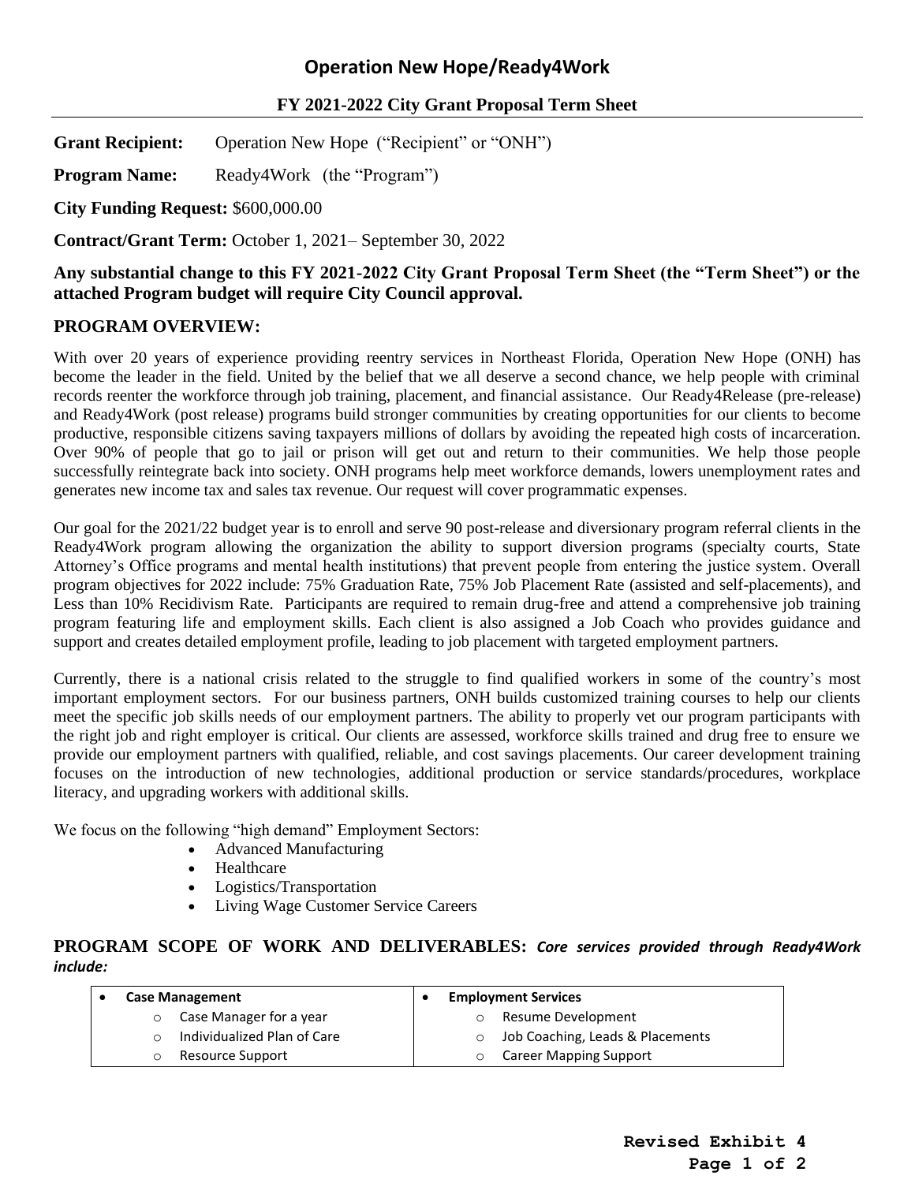# Operation New Hope/Ready4Work

## FY 2021-2022 City Grant Proposal Term Sheet

**Grant Recipient:** Operation New Hope ("Recipient" or "ONH")

**Program Name:** Ready4Work (the "Program")

**City Funding Request:** $600,000.00

**Contract/Grant Term:** October 1, 2021– September 30, 2022

**Any substantial change to this FY 2021-2022 City Grant Proposal Term Sheet (the "Term Sheet") or the attached Program budget will require City Council approval.**

## PROGRAM OVERVIEW:

With over 20 years of experience providing reentry services in Northeast Florida, Operation New Hope (ONH) has become the leader in the field. United by the belief that we all deserve a second chance, we help people with criminal records reenter the workforce through job training, placement, and financial assistance. Our Ready4Release (pre-release) and Ready4Work (post release) programs build stronger communities by creating opportunities for our clients to become productive, responsible citizens saving taxpayers millions of dollars by avoiding the repeated high costs of incarceration. Over 90% of people that go to jail or prison will get out and return to their communities. We help those people successfully reintegrate back into society. ONH programs help meet workforce demands, lowers unemployment rates and generates new income tax and sales tax revenue. Our request will cover programmatic expenses.

Our goal for the 2021/22 budget year is to enroll and serve 90 post-release and diversionary program referral clients in the Ready4Work program allowing the organization the ability to support diversion programs (specialty courts, State Attorney's Office programs and mental health institutions) that prevent people from entering the justice system. Overall program objectives for 2022 include: 75% Graduation Rate, 75% Job Placement Rate (assisted and self-placements), and Less than 10% Recidivism Rate. Participants are required to remain drug-free and attend a comprehensive job training program featuring life and employment skills. Each client is also assigned a Job Coach who provides guidance and support and creates detailed employment profile, leading to job placement with targeted employment partners.

Currently, there is a national crisis related to the struggle to find qualified workers in some of the country's most important employment sectors. For our business partners, ONH builds customized training courses to help our clients meet the specific job skills needs of our employment partners. The ability to properly vet our program participants with the right job and right employer is critical. Our clients are assessed, workforce skills trained and drug free to ensure we provide our employment partners with qualified, reliable, and cost savings placements. Our career development training focuses on the introduction of new technologies, additional production or service standards/procedures, workplace literacy, and upgrading workers with additional skills.

We focus on the following "high demand" Employment Sectors:

- Advanced Manufacturing
- Healthcare
- Logistics/Transportation
- Living Wage Customer Service Careers

## PROGRAM SCOPE OF WORK AND DELIVERABLES: ***Core services provided through Ready4Work include:***

| • **Case Management** | • **Employment Services** |
|---|---|
| ○ Case Manager for a year | ○ Resume Development |
| ○ Individualized Plan of Care | ○ Job Coaching, Leads & Placements |
| ○ Resource Support | ○ Career Mapping Support |

**Revised Exhibit 4**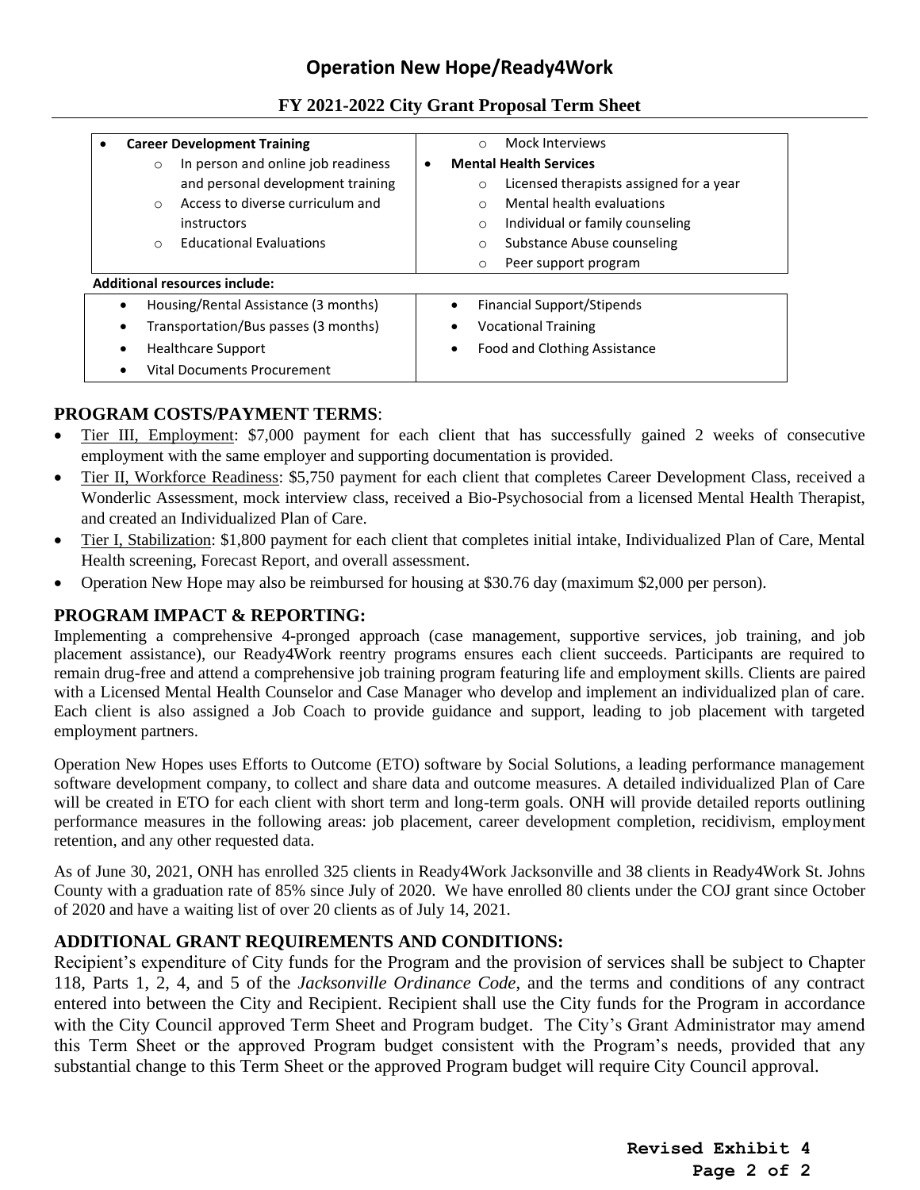# Operation New Hope/Ready4Work

## FY 2021-2022 City Grant Proposal Term Sheet

| | |
|---|---|
| • **Career Development Training**<br>  ○ In person and online job readiness and personal development training<br>  ○ Access to diverse curriculum and instructors<br>  ○ Educational Evaluations | ○ Mock Interviews<br>• **Mental Health Services**<br>  ○ Licensed therapists assigned for a year<br>  ○ Mental health evaluations<br>  ○ Individual or family counseling<br>  ○ Substance Abuse counseling<br>  ○ Peer support program |

**Additional resources include:**

| | |
|---|---|
| • Housing/Rental Assistance (3 months)<br>• Transportation/Bus passes (3 months)<br>• Healthcare Support<br>• Vital Documents Procurement | • Financial Support/Stipends<br>• Vocational Training<br>• Food and Clothing Assistance |

### PROGRAM COSTS/PAYMENT TERMS:

- Tier III, Employment: $7,000 payment for each client that has successfully gained 2 weeks of consecutive employment with the same employer and supporting documentation is provided.
- Tier II, Workforce Readiness: $5,750 payment for each client that completes Career Development Class, received a Wonderlic Assessment, mock interview class, received a Bio-Psychosocial from a licensed Mental Health Therapist, and created an Individualized Plan of Care.
- Tier I, Stabilization: $1,800 payment for each client that completes initial intake, Individualized Plan of Care, Mental Health screening, Forecast Report, and overall assessment.
- Operation New Hope may also be reimbursed for housing at $30.76 day (maximum $2,000 per person).

### PROGRAM IMPACT & REPORTING:

Implementing a comprehensive 4-pronged approach (case management, supportive services, job training, and job placement assistance), our Ready4Work reentry programs ensures each client succeeds. Participants are required to remain drug-free and attend a comprehensive job training program featuring life and employment skills. Clients are paired with a Licensed Mental Health Counselor and Case Manager who develop and implement an individualized plan of care. Each client is also assigned a Job Coach to provide guidance and support, leading to job placement with targeted employment partners.

Operation New Hopes uses Efforts to Outcome (ETO) software by Social Solutions, a leading performance management software development company, to collect and share data and outcome measures. A detailed individualized Plan of Care will be created in ETO for each client with short term and long-term goals. ONH will provide detailed reports outlining performance measures in the following areas: job placement, career development completion, recidivism, employment retention, and any other requested data.

As of June 30, 2021, ONH has enrolled 325 clients in Ready4Work Jacksonville and 38 clients in Ready4Work St. Johns County with a graduation rate of 85% since July of 2020. We have enrolled 80 clients under the COJ grant since October of 2020 and have a waiting list of over 20 clients as of July 14, 2021.

### ADDITIONAL GRANT REQUIREMENTS AND CONDITIONS:

Recipient's expenditure of City funds for the Program and the provision of services shall be subject to Chapter 118, Parts 1, 2, 4, and 5 of the *Jacksonville Ordinance Code,* and the terms and conditions of any contract entered into between the City and Recipient. Recipient shall use the City funds for the Program in accordance with the City Council approved Term Sheet and Program budget. The City's Grant Administrator may amend this Term Sheet or the approved Program budget consistent with the Program's needs, provided that any substantial change to this Term Sheet or the approved Program budget will require City Council approval.

**Revised Exhibit 4**